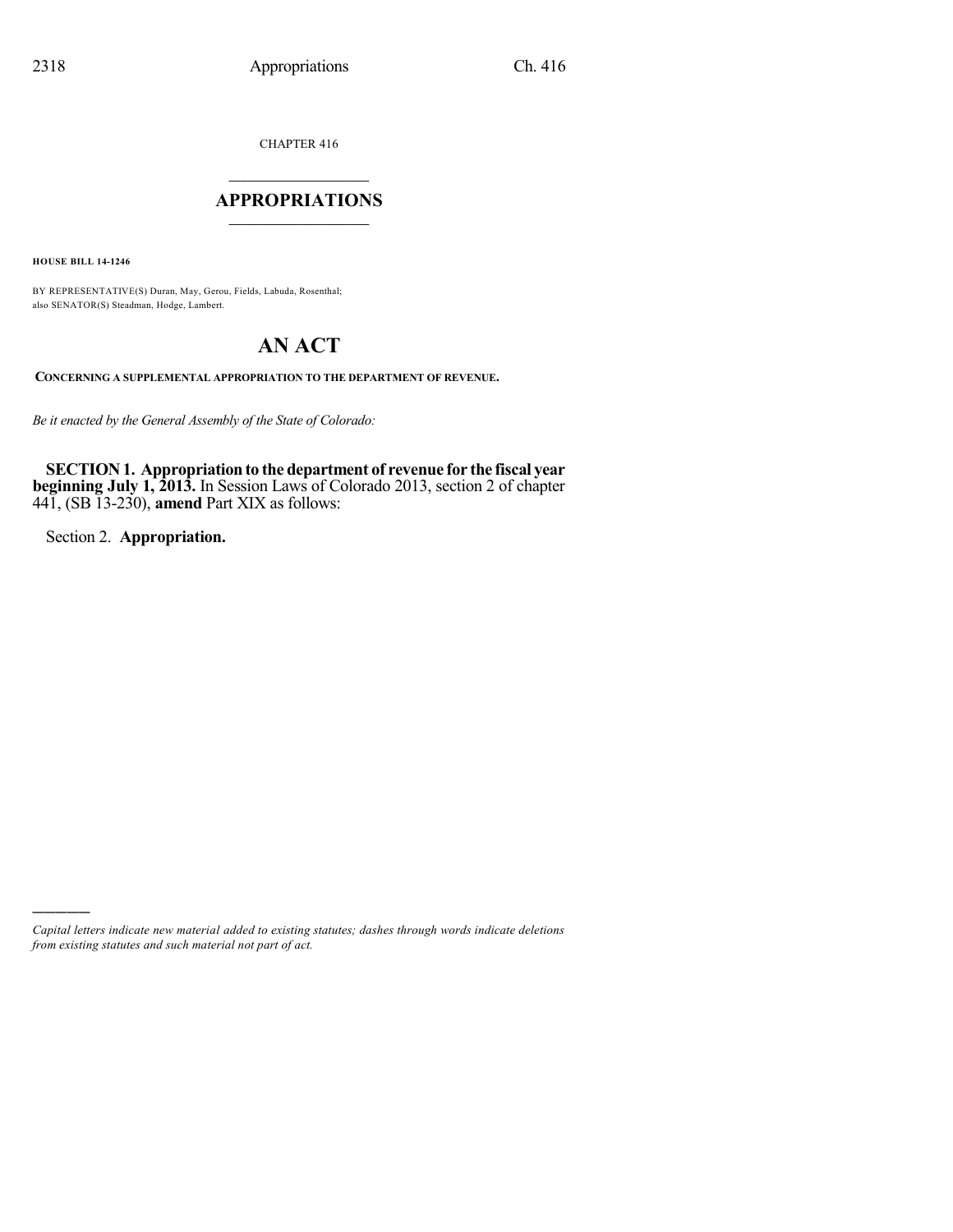CHAPTER 416

# APPROPRIATIONS

**HOUSE BILL 14-1246**

BY REPRESENTATIVE(S) Duran, May, Gerou, Fields, Labuda, Rosenthal;
also SENATOR(S) Steadman, Hodge, Lambert.

# AN ACT

**CONCERNING A SUPPLEMENTAL APPROPRIATION TO THE DEPARTMENT OF REVENUE.**

*Be it enacted by the General Assembly of the State of Colorado:*

**SECTION 1. Appropriation to the department of revenue for the fiscal year beginning July 1, 2013.** In Session Laws of Colorado 2013, section 2 of chapter 441, (SB 13-230), **amend** Part XIX as follows:

Section 2. **Appropriation.**

---

*Capital letters indicate new material added to existing statutes; dashes through words indicate deletions from existing statutes and such material not part of act.*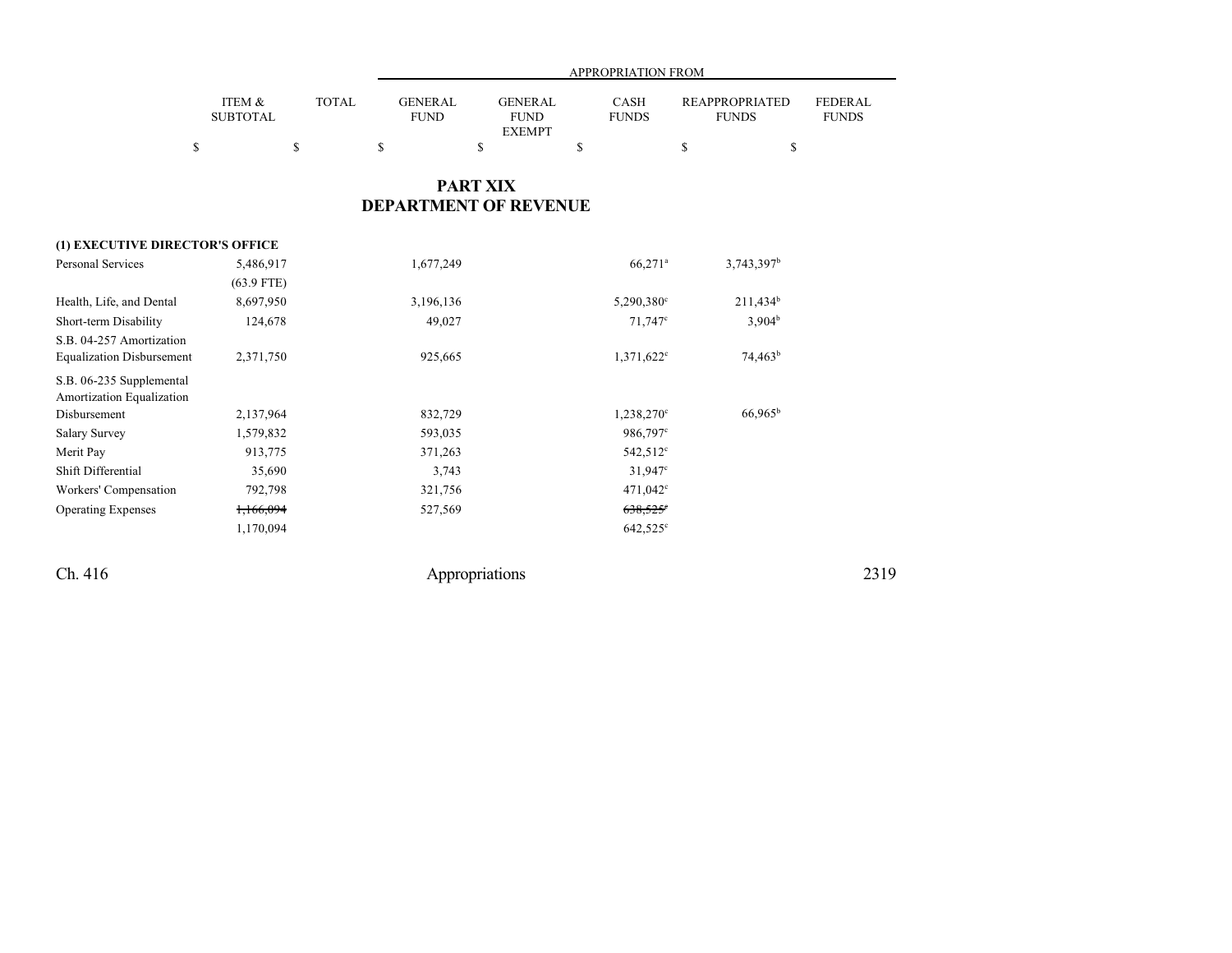| | ITEM & SUBTOTAL | TOTAL | APPROPRIATION FROM GENERAL FUND | GENERAL FUND EXEMPT | CASH FUNDS | REAPPROPRIATED FUNDS | FEDERAL FUNDS |
|---|---|---|---|---|---|---|---|
| | $ | $ | $ | $ | $ | $ | $ |

# PART XIX
# DEPARTMENT OF REVENUE

| | ITEM & SUBTOTAL | TOTAL | GENERAL FUND | GENERAL FUND EXEMPT | CASH FUNDS | REAPPROPRIATED FUNDS | FEDERAL FUNDS |
|---|---|---|---|---|---|---|---|
| **(1) EXECUTIVE DIRECTOR'S OFFICE** | | | | | | | |
| Personal Services | 5,486,917 | | 1,677,249 | | 66,271[a] | 3,743,397[b] | |
| | (63.9 FTE) | | | | | | |
| Health, Life, and Dental | 8,697,950 | | 3,196,136 | | 5,290,380[c] | 211,434[b] | |
| Short-term Disability | 124,678 | | 49,027 | | 71,747[c] | 3,904[b] | |
| S.B. 04-257 Amortization Equalization Disbursement | 2,371,750 | | 925,665 | | 1,371,622[c] | 74,463[b] | |
| S.B. 06-235 Supplemental Amortization Equalization Disbursement | 2,137,964 | | 832,729 | | 1,238,270[c] | 66,965[b] | |
| Salary Survey | 1,579,832 | | 593,035 | | 986,797[c] | | |
| Merit Pay | 913,775 | | 371,263 | | 542,512[c] | | |
| Shift Differential | 35,690 | | 3,743 | | 31,947[c] | | |
| Workers' Compensation | 792,798 | | 321,756 | | 471,042[c] | | |
| Operating Expenses | ~~1,166,094~~ | | 527,569 | | ~~638,525[c]~~ | | |
| | 1,170,094 | | | | 642,525[c] | | |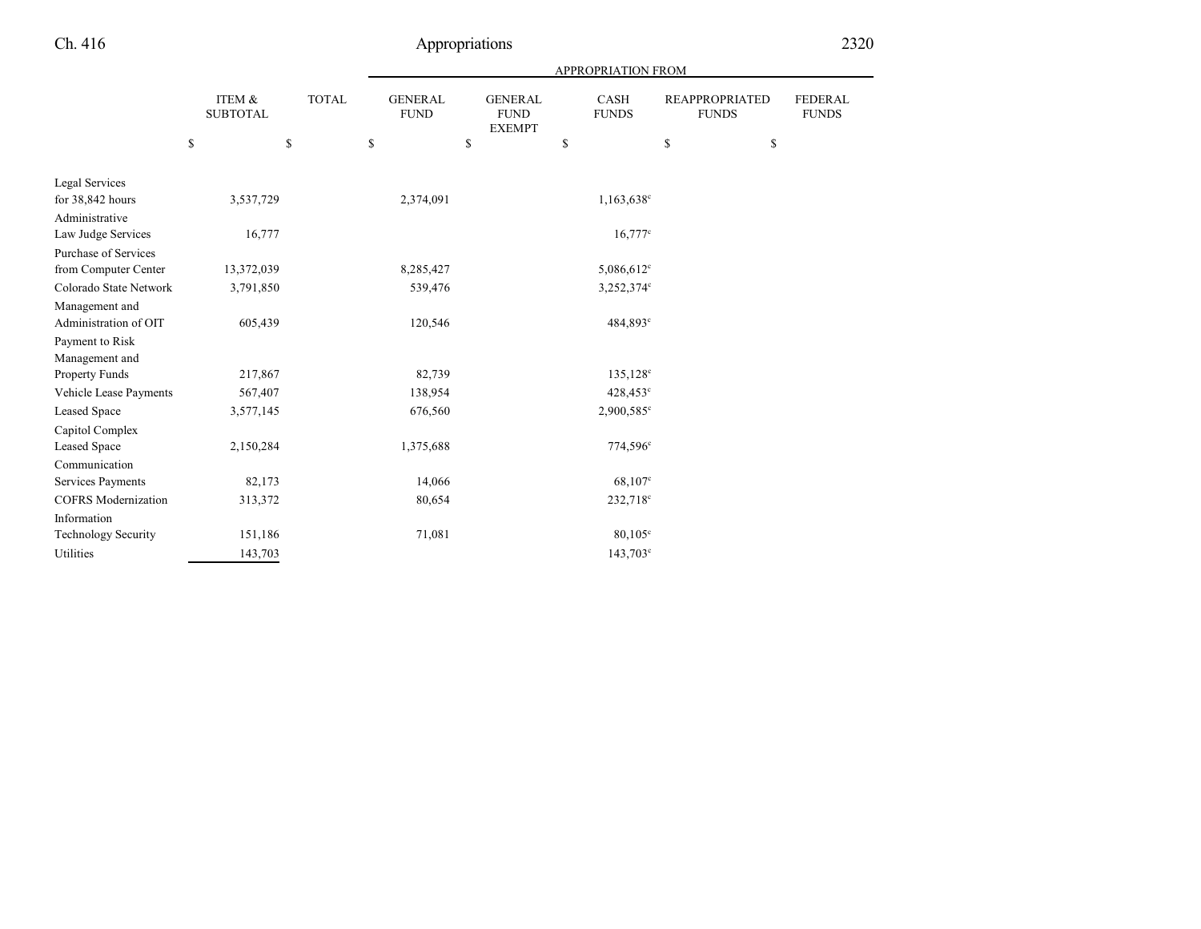| | ITEM & SUBTOTAL | TOTAL | GENERAL FUND | GENERAL FUND EXEMPT | CASH FUNDS | REAPPROPRIATED FUNDS | FEDERAL FUNDS |
|---|---|---|---|---|---|---|---|
| | | | APPROPRIATION FROM | | | | |
| | $ | $ | $ | $ | $ | $ | $ |
| Legal Services for 38,842 hours | 3,537,729 | | 2,374,091 | | 1,163,638[c] | | |
| Administrative Law Judge Services | 16,777 | | | | 16,777[c] | | |
| Purchase of Services from Computer Center | 13,372,039 | | 8,285,427 | | 5,086,612[c] | | |
| Colorado State Network | 3,791,850 | | 539,476 | | 3,252,374[c] | | |
| Management and Administration of OIT | 605,439 | | 120,546 | | 484,893[c] | | |
| Payment to Risk Management and Property Funds | 217,867 | | 82,739 | | 135,128[c] | | |
| Vehicle Lease Payments | 567,407 | | 138,954 | | 428,453[c] | | |
| Leased Space | 3,577,145 | | 676,560 | | 2,900,585[c] | | |
| Capitol Complex Leased Space | 2,150,284 | | 1,375,688 | | 774,596[c] | | |
| Communication Services Payments | 82,173 | | 14,066 | | 68,107[c] | | |
| COFRS Modernization | 313,372 | | 80,654 | | 232,718[c] | | |
| Information Technology Security | 151,186 | | 71,081 | | 80,105[c] | | |
| Utilities | 143,703 | | | | 143,703[c] | | |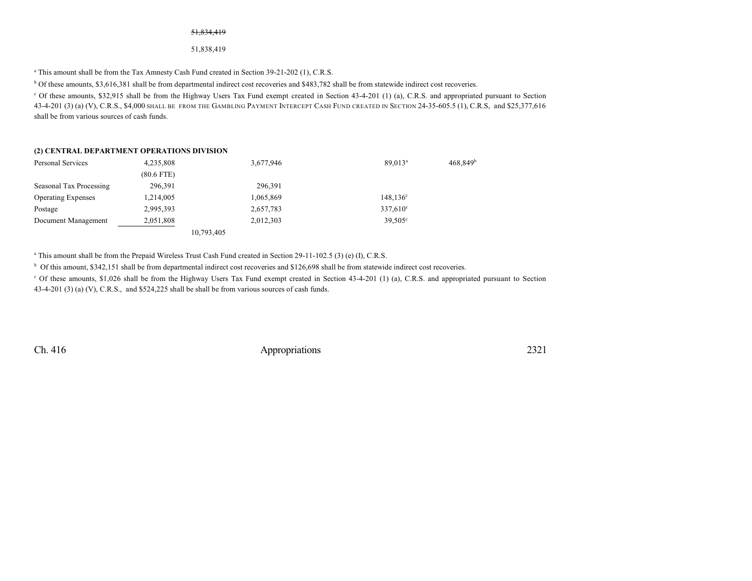~~51,834,419~~

51,838,419

[a] This amount shall be from the Tax Amnesty Cash Fund created in Section 39-21-202 (1), C.R.S.

[b] Of these amounts, $3,616,381 shall be from departmental indirect cost recoveries and $483,782 shall be from statewide indirect cost recoveries.

[c] Of these amounts, $32,915 shall be from the Highway Users Tax Fund exempt created in Section 43-4-201 (1) (a), C.R.S. and appropriated pursuant to Section 43-4-201 (3) (a) (V), C.R.S., $4,000 SHALL BE FROM THE GAMBLING PAYMENT INTERCEPT CASH FUND CREATED IN SECTION 24-35-605.5 (1), C.R.S, and $25,377,616 shall be from various sources of cash funds.

**(2) CENTRAL DEPARTMENT OPERATIONS DIVISION**

| | | | | | |
|---|---|---|---|---|---|
| Personal Services | 4,235,808 | | 3,677,946 | 89,013[a] | 468,849[b] |
| | (80.6 FTE) | | | | |
| Seasonal Tax Processing | 296,391 | | 296,391 | | |
| Operating Expenses | 1,214,005 | | 1,065,869 | 148,136[c] | |
| Postage | 2,995,393 | | 2,657,783 | 337,610[c] | |
| Document Management | 2,051,808 | | 2,012,303 | 39,505[c] | |
| | | 10,793,405 | | | |

[a] This amount shall be from the Prepaid Wireless Trust Cash Fund created in Section 29-11-102.5 (3) (e) (I), C.R.S.

[b] Of this amount, $342,151 shall be from departmental indirect cost recoveries and $126,698 shall be from statewide indirect cost recoveries.

[c] Of these amounts, $1,026 shall be from the Highway Users Tax Fund exempt created in Section 43-4-201 (1) (a), C.R.S. and appropriated pursuant to Section 43-4-201 (3) (a) (V), C.R.S., and $524,225 shall be shall be from various sources of cash funds.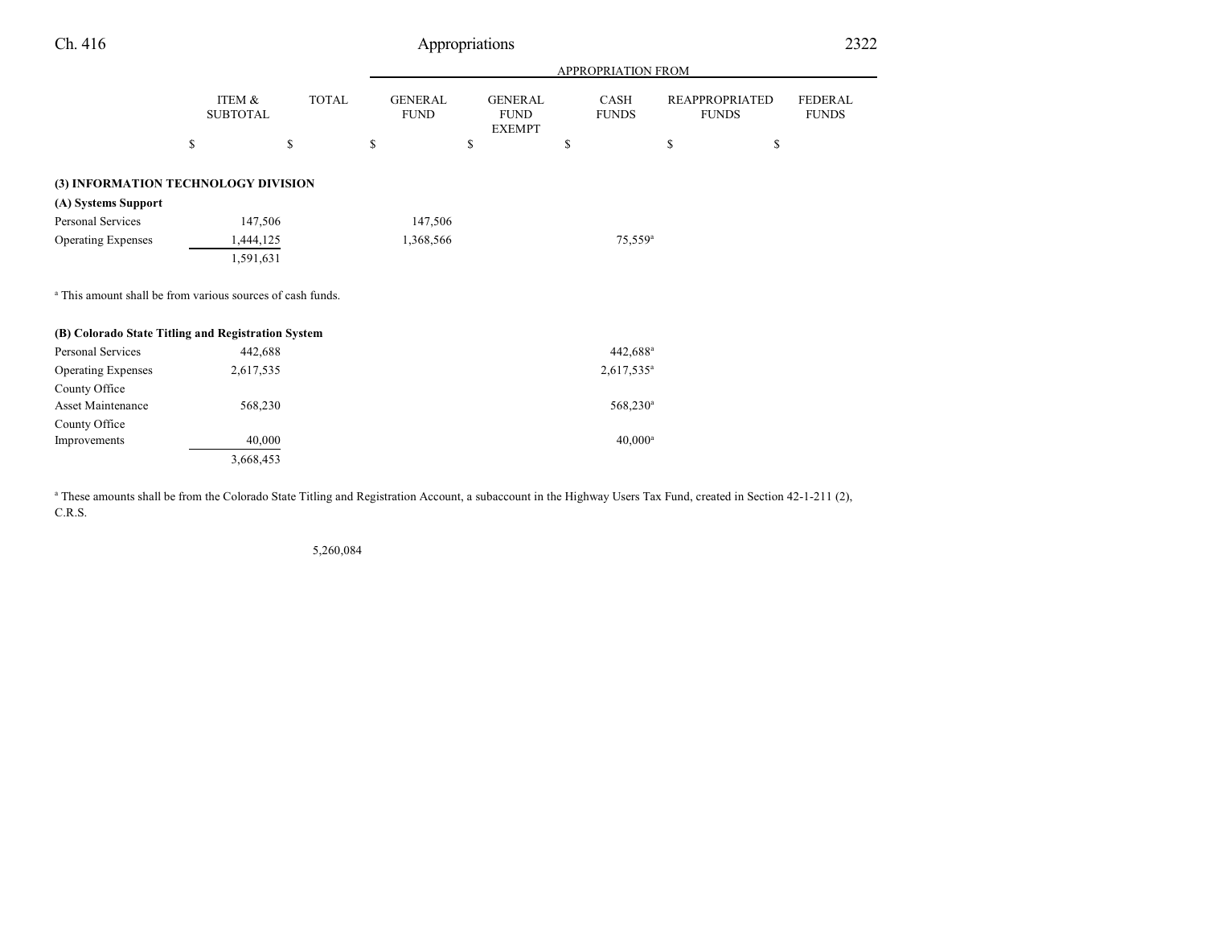| | ITEM & SUBTOTAL | TOTAL | GENERAL FUND | GENERAL FUND EXEMPT | CASH FUNDS | REAPPROPRIATED FUNDS | FEDERAL FUNDS |
|---|---|---|---|---|---|---|---|
| | $ | $ | $ | $ | $ | $ | $ |
| **(3) INFORMATION TECHNOLOGY DIVISION** | | | | | | | |
| **(A) Systems Support** | | | | | | | |
| Personal Services | 147,506 | | 147,506 | | | | |
| Operating Expenses | 1,444,125 | | 1,368,566 | | 75,559[a] | | |
| | 1,591,631 | | | | | | |

[a] This amount shall be from various sources of cash funds.

| | ITEM & SUBTOTAL | TOTAL | GENERAL FUND | GENERAL FUND EXEMPT | CASH FUNDS | REAPPROPRIATED FUNDS | FEDERAL FUNDS |
|---|---|---|---|---|---|---|---|
| **(B) Colorado State Titling and Registration System** | | | | | | | |
| Personal Services | 442,688 | | | | 442,688[a] | | |
| Operating Expenses | 2,617,535 | | | | 2,617,535[a] | | |
| County Office Asset Maintenance | 568,230 | | | | 568,230[a] | | |
| County Office Improvements | 40,000 | | | | 40,000[a] | | |
| | 3,668,453 | | | | | | |

[a] These amounts shall be from the Colorado State Titling and Registration Account, a subaccount in the Highway Users Tax Fund, created in Section 42-1-211 (2), C.R.S.

| | ITEM & SUBTOTAL | TOTAL | GENERAL FUND | GENERAL FUND EXEMPT | CASH FUNDS | REAPPROPRIATED FUNDS | FEDERAL FUNDS |
|---|---|---|---|---|---|---|---|
| | | 5,260,084 | | | | | |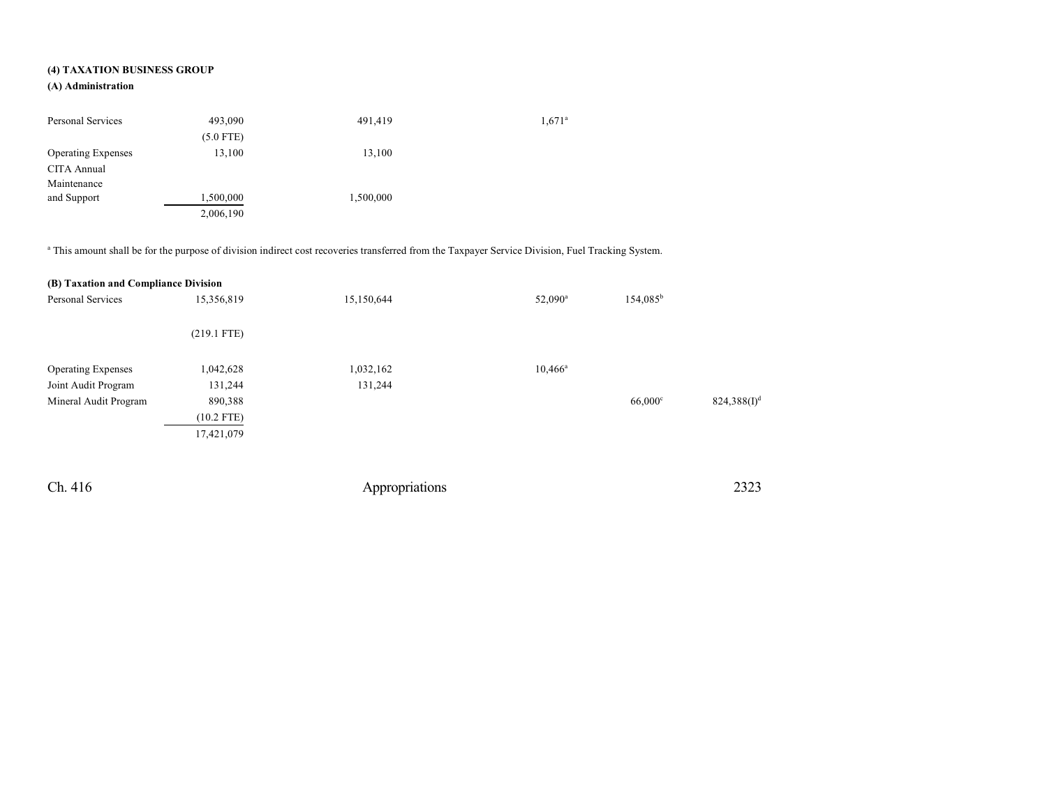**(4) TAXATION BUSINESS GROUP**

**(A) Administration**

| | | | | | |
|---|---|---|---|---|---|
| Personal Services | 493,090 | 491,419 | 1,671[a] | | |
| | (5.0 FTE) | | | | |
| Operating Expenses | 13,100 | 13,100 | | | |
| CITA Annual Maintenance and Support | 1,500,000 | 1,500,000 | | | |
| | 2,006,190 | | | | |

[a] This amount shall be for the purpose of division indirect cost recoveries transferred from the Taxpayer Service Division, Fuel Tracking System.

**(B) Taxation and Compliance Division**

| | | | | | |
|---|---|---|---|---|---|
| Personal Services | 15,356,819 | 15,150,644 | 52,090[a] | 154,085[b] | |
| | (219.1 FTE) | | | | |
| Operating Expenses | 1,042,628 | 1,032,162 | 10,466[a] | | |
| Joint Audit Program | 131,244 | 131,244 | | | |
| Mineral Audit Program | 890,388 | | | 66,000[c] | 824,388(I)[d] |
| | (10.2 FTE) | | | | |
| | 17,421,079 | | | | |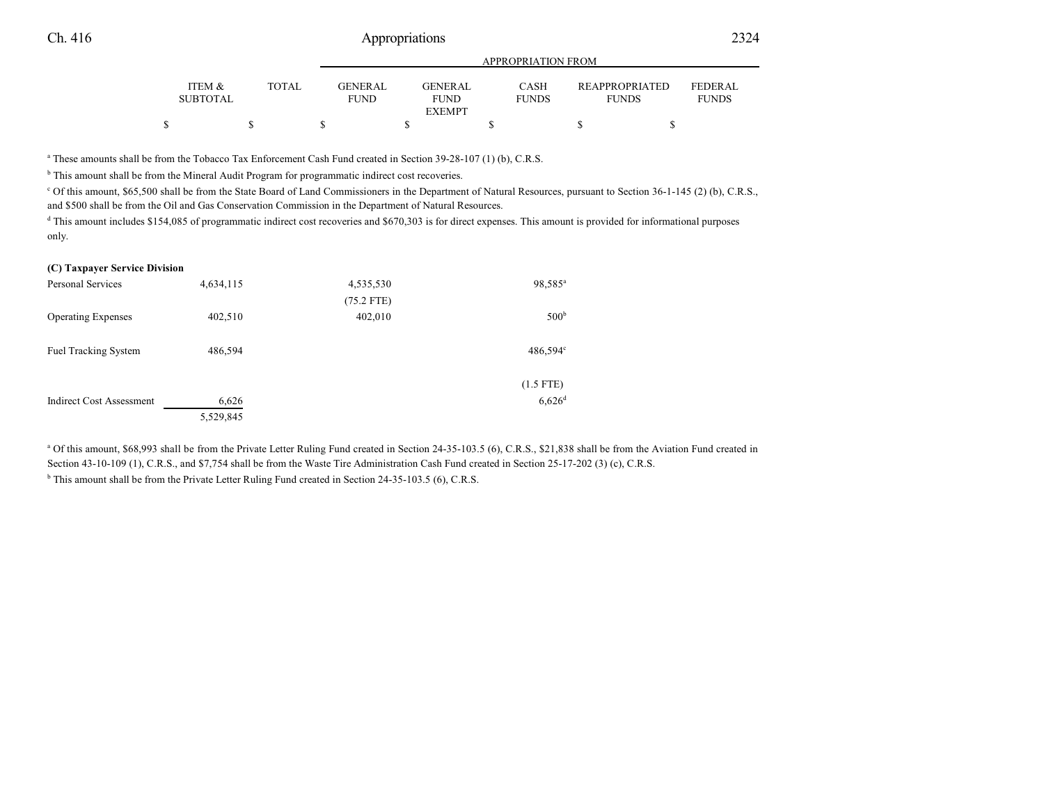| | ITEM & SUBTOTAL | TOTAL | APPROPRIATION FROM GENERAL FUND | GENERAL FUND EXEMPT | CASH FUNDS | REAPPROPRIATED FUNDS | FEDERAL FUNDS |
|---|---|---|---|---|---|---|---|
| | $ | $ | $ | $ | $ | $ | $ |

[a] These amounts shall be from the Tobacco Tax Enforcement Cash Fund created in Section 39-28-107 (1) (b), C.R.S.

[b] This amount shall be from the Mineral Audit Program for programmatic indirect cost recoveries.

[c] Of this amount, $65,500 shall be from the State Board of Land Commissioners in the Department of Natural Resources, pursuant to Section 36-1-145 (2) (b), C.R.S., and $500 shall be from the Oil and Gas Conservation Commission in the Department of Natural Resources.

[d] This amount includes $154,085 of programmatic indirect cost recoveries and $670,303 is for direct expenses. This amount is provided for informational purposes only.

**(C) Taxpayer Service Division**

| | ITEM & SUBTOTAL | TOTAL | GENERAL FUND | GENERAL FUND EXEMPT | CASH FUNDS | REAPPROPRIATED FUNDS | FEDERAL FUNDS |
|---|---|---|---|---|---|---|---|
| Personal Services | 4,634,115 | | 4,535,530 | | 98,585[a] | | |
| | | | (75.2 FTE) | | | | |
| Operating Expenses | 402,510 | | 402,010 | | 500[b] | | |
| Fuel Tracking System | 486,594 | | | | 486,594[c] | | |
| | | | | | (1.5 FTE) | | |
| Indirect Cost Assessment | 6,626 | | | | 6,626[d] | | |
| | 5,529,845 | | | | | | |

[a] Of this amount, $68,993 shall be from the Private Letter Ruling Fund created in Section 24-35-103.5 (6), C.R.S., $21,838 shall be from the Aviation Fund created in Section 43-10-109 (1), C.R.S., and $7,754 shall be from the Waste Tire Administration Cash Fund created in Section 25-17-202 (3) (c), C.R.S.

[b] This amount shall be from the Private Letter Ruling Fund created in Section 24-35-103.5 (6), C.R.S.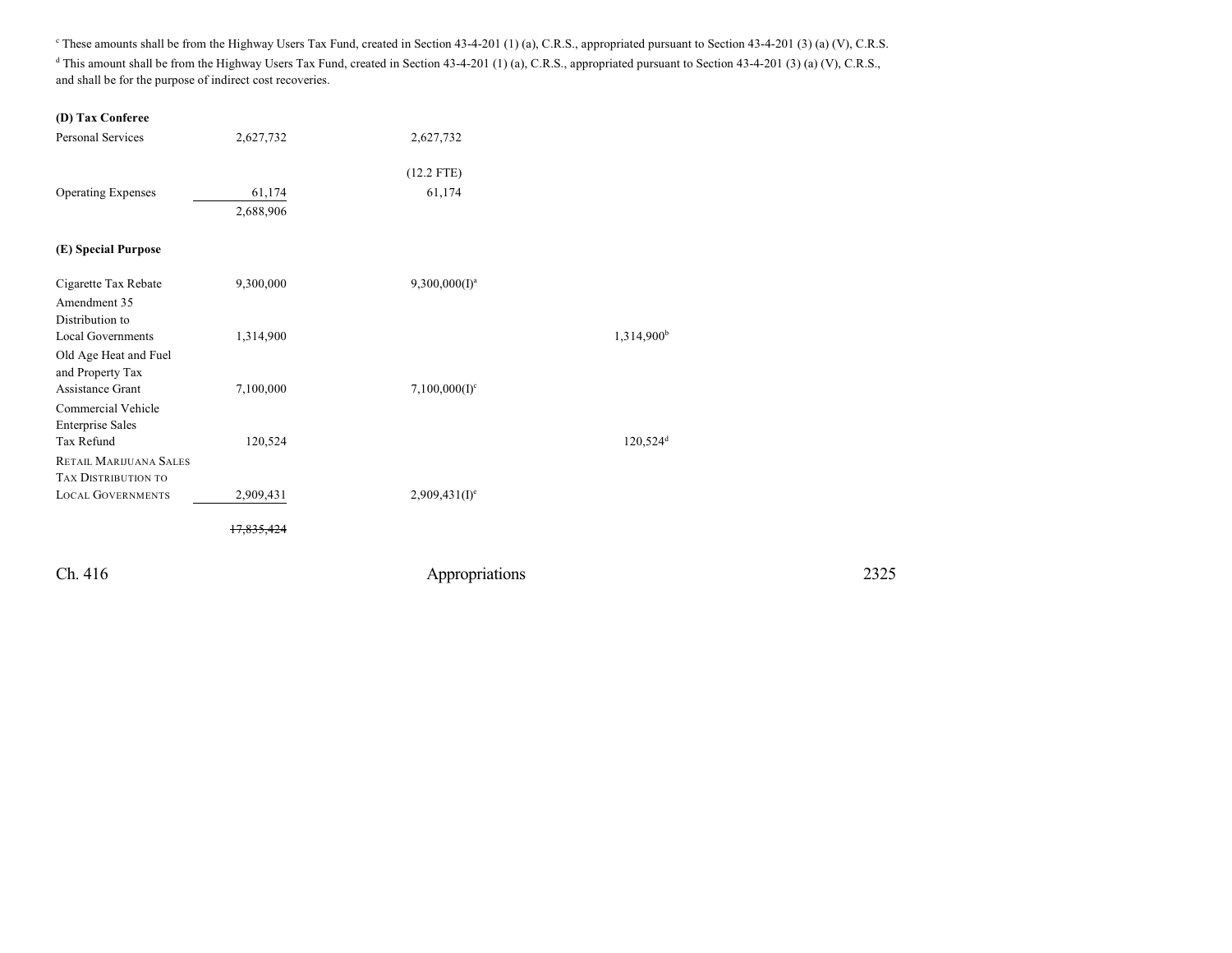[c] These amounts shall be from the Highway Users Tax Fund, created in Section 43-4-201 (1) (a), C.R.S., appropriated pursuant to Section 43-4-201 (3) (a) (V), C.R.S.

[d] This amount shall be from the Highway Users Tax Fund, created in Section 43-4-201 (1) (a), C.R.S., appropriated pursuant to Section 43-4-201 (3) (a) (V), C.R.S., and shall be for the purpose of indirect cost recoveries.

| | Total | General Fund | | Cash Funds | |
|---|---|---|---|---|---|
| **(D) Tax Conferee** | | | | | |
| Personal Services | 2,627,732 | 2,627,732 | | | |
| | | (12.2 FTE) | | | |
| Operating Expenses | 61,174 | 61,174 | | | |
| | 2,688,906 | | | | |
| **(E) Special Purpose** | | | | | |
| Cigarette Tax Rebate | 9,300,000 | 9,300,000(I)[a] | | | |
| Amendment 35 Distribution to Local Governments | 1,314,900 | | | 1,314,900[b] | |
| Old Age Heat and Fuel and Property Tax Assistance Grant | 7,100,000 | 7,100,000(I)[c] | | | |
| Commercial Vehicle Enterprise Sales Tax Refund | 120,524 | | | 120,524[d] | |
| RETAIL MARIJUANA SALES TAX DISTRIBUTION TO LOCAL GOVERNMENTS | 2,909,431 | 2,909,431(I)[e] | | | |
| | ~~17,835,424~~ | | | | |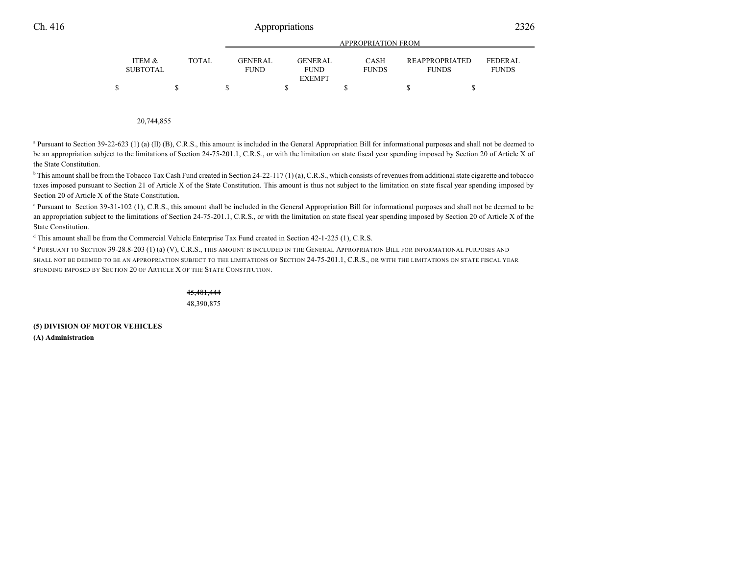| ITEM & SUBTOTAL | TOTAL | GENERAL FUND | GENERAL FUND EXEMPT | CASH FUNDS | REAPPROPRIATED FUNDS | FEDERAL FUNDS |
|---|---|---|---|---|---|---|
| | | APPROPRIATION FROM | | | | |
| $ | $ | $ | $ | $ | $ | $ |
| 20,744,855 | | | | | | |

[a] Pursuant to Section 39-22-623 (1) (a) (II) (B), C.R.S., this amount is included in the General Appropriation Bill for informational purposes and shall not be deemed to be an appropriation subject to the limitations of Section 24-75-201.1, C.R.S., or with the limitation on state fiscal year spending imposed by Section 20 of Article X of the State Constitution.

[b] This amount shall be from the Tobacco Tax Cash Fund created in Section 24-22-117 (1) (a), C.R.S., which consists of revenues from additional state cigarette and tobacco taxes imposed pursuant to Section 21 of Article X of the State Constitution. This amount is thus not subject to the limitation on state fiscal year spending imposed by Section 20 of Article X of the State Constitution.

[c] Pursuant to Section 39-31-102 (1), C.R.S., this amount shall be included in the General Appropriation Bill for informational purposes and shall not be deemed to be an appropriation subject to the limitations of Section 24-75-201.1, C.R.S., or with the limitation on state fiscal year spending imposed by Section 20 of Article X of the State Constitution.

[d] This amount shall be from the Commercial Vehicle Enterprise Tax Fund created in Section 42-1-225 (1), C.R.S.

[e] PURSUANT TO SECTION 39-28.8-203 (1) (a) (V), C.R.S., THIS AMOUNT IS INCLUDED IN THE GENERAL APPROPRIATION BILL FOR INFORMATIONAL PURPOSES AND SHALL NOT BE DEEMED TO BE AN APPROPRIATION SUBJECT TO THE LIMITATIONS OF SECTION 24-75-201.1, C.R.S., OR WITH THE LIMITATIONS ON STATE FISCAL YEAR SPENDING IMPOSED BY SECTION 20 OF ARTICLE X OF THE STATE CONSTITUTION.

| ITEM & SUBTOTAL | TOTAL | GENERAL FUND | GENERAL FUND EXEMPT | CASH FUNDS | REAPPROPRIATED FUNDS | FEDERAL FUNDS |
|---|---|---|---|---|---|---|
| | ~~45,481,444~~ 48,390,875 | | | | | |

**(5) DIVISION OF MOTOR VEHICLES**

**(A) Administration**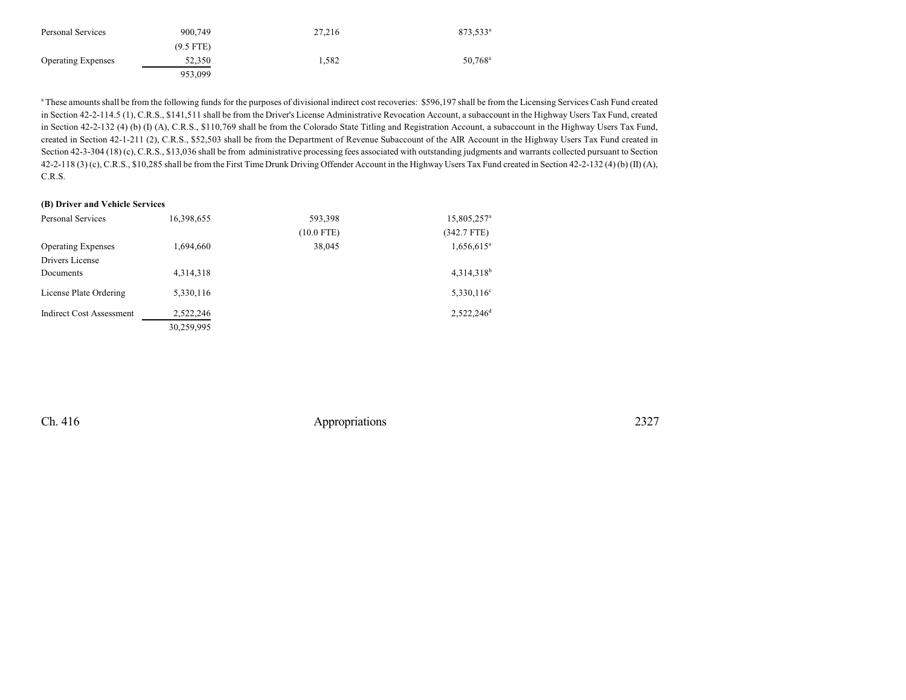| | | | |
|---|---|---|---|
| Personal Services | 900,749 | 27,216 | 873,533[a] |
| | (9.5 FTE) | | |
| Operating Expenses | 52,350 | 1,582 | 50,768[a] |
| | 953,099 | | |

[a] These amounts shall be from the following funds for the purposes of divisional indirect cost recoveries: $596,197 shall be from the Licensing Services Cash Fund created in Section 42-2-114.5 (1), C.R.S., $141,511 shall be from the Driver's License Administrative Revocation Account, a subaccount in the Highway Users Tax Fund, created in Section 42-2-132 (4) (b) (I) (A), C.R.S., $110,769 shall be from the Colorado State Titling and Registration Account, a subaccount in the Highway Users Tax Fund, created in Section 42-1-211 (2), C.R.S., $52,503 shall be from the Department of Revenue Subaccount of the AIR Account in the Highway Users Tax Fund created in Section 42-3-304 (18) (c), C.R.S., $13,036 shall be from administrative processing fees associated with outstanding judgments and warrants collected pursuant to Section 42-2-118 (3) (c), C.R.S., $10,285 shall be from the First Time Drunk Driving Offender Account in the Highway Users Tax Fund created in Section 42-2-132 (4) (b) (II) (A), C.R.S.

**(B) Driver and Vehicle Services**

| | | | |
|---|---|---|---|
| Personal Services | 16,398,655 | 593,398 | 15,805,257[a] |
| | | (10.0 FTE) | (342.7 FTE) |
| Operating Expenses | 1,694,660 | 38,045 | 1,656,615[a] |
| Drivers License Documents | 4,314,318 | | 4,314,318[b] |
| License Plate Ordering | 5,330,116 | | 5,330,116[c] |
| Indirect Cost Assessment | 2,522,246 | | 2,522,246[d] |
| | 30,259,995 | | |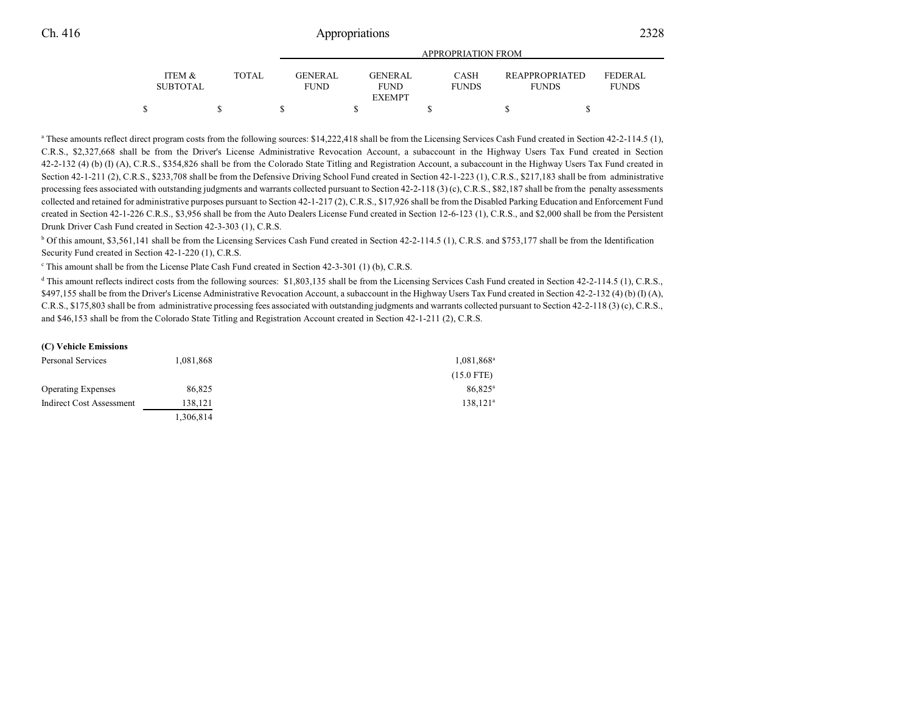| | ITEM & SUBTOTAL | TOTAL | GENERAL FUND | GENERAL FUND EXEMPT | CASH FUNDS | REAPPROPRIATED FUNDS | FEDERAL FUNDS |
|---|---|---|---|---|---|---|---|
| | $ | $ | $ | $ | $ | $ | $ |

[a] These amounts reflect direct program costs from the following sources: $14,222,418 shall be from the Licensing Services Cash Fund created in Section 42-2-114.5 (1), C.R.S., $2,327,668 shall be from the Driver's License Administrative Revocation Account, a subaccount in the Highway Users Tax Fund created in Section 42-2-132 (4) (b) (I) (A), C.R.S., $354,826 shall be from the Colorado State Titling and Registration Account, a subaccount in the Highway Users Tax Fund created in Section 42-1-211 (2), C.R.S., $233,708 shall be from the Defensive Driving School Fund created in Section 42-1-223 (1), C.R.S., $217,183 shall be from administrative processing fees associated with outstanding judgments and warrants collected pursuant to Section 42-2-118 (3) (c), C.R.S., $82,187 shall be from the penalty assessments collected and retained for administrative purposes pursuant to Section 42-1-217 (2), C.R.S., $17,926 shall be from the Disabled Parking Education and Enforcement Fund created in Section 42-1-226 C.R.S., $3,956 shall be from the Auto Dealers License Fund created in Section 12-6-123 (1), C.R.S., and $2,000 shall be from the Persistent Drunk Driver Cash Fund created in Section 42-3-303 (1), C.R.S.

[b] Of this amount, $3,561,141 shall be from the Licensing Services Cash Fund created in Section 42-2-114.5 (1), C.R.S. and $753,177 shall be from the Identification Security Fund created in Section 42-1-220 (1), C.R.S.

[c] This amount shall be from the License Plate Cash Fund created in Section 42-3-301 (1) (b), C.R.S.

[d] This amount reflects indirect costs from the following sources: $1,803,135 shall be from the Licensing Services Cash Fund created in Section 42-2-114.5 (1), C.R.S., $497,155 shall be from the Driver's License Administrative Revocation Account, a subaccount in the Highway Users Tax Fund created in Section 42-2-132 (4) (b) (I) (A), C.R.S., $175,803 shall be from administrative processing fees associated with outstanding judgments and warrants collected pursuant to Section 42-2-118 (3) (c), C.R.S., and $46,153 shall be from the Colorado State Titling and Registration Account created in Section 42-1-211 (2), C.R.S.

**(C) Vehicle Emissions**

| | ITEM & SUBTOTAL | TOTAL | GENERAL FUND | GENERAL FUND EXEMPT | CASH FUNDS | REAPPROPRIATED FUNDS | FEDERAL FUNDS |
|---|---|---|---|---|---|---|---|
| Personal Services | 1,081,868 | | | | 1,081,868[a] | | |
| | | | | | (15.0 FTE) | | |
| Operating Expenses | 86,825 | | | | 86,825[a] | | |
| Indirect Cost Assessment | 138,121 | | | | 138,121[a] | | |
| | 1,306,814 | | | | | | |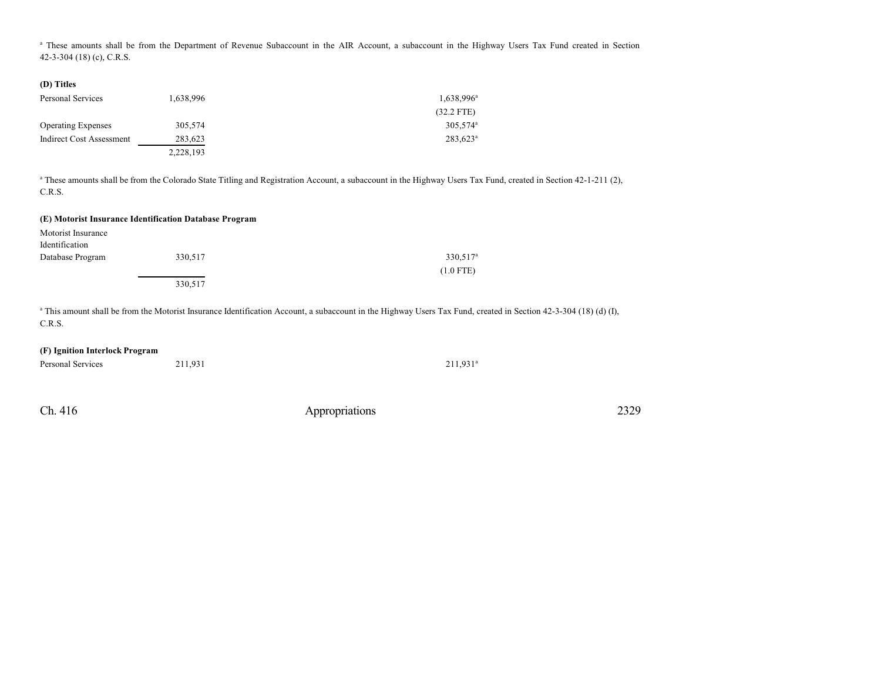[a] These amounts shall be from the Department of Revenue Subaccount in the AIR Account, a subaccount in the Highway Users Tax Fund created in Section 42-3-304 (18) (c), C.R.S.

**(D) Titles**

| | | |
|---|---|---|
| Personal Services | 1,638,996 | 1,638,996[a] |
| | | (32.2 FTE) |
| Operating Expenses | 305,574 | 305,574[a] |
| Indirect Cost Assessment | 283,623 | 283,623[a] |
| | 2,228,193 | |

[a] These amounts shall be from the Colorado State Titling and Registration Account, a subaccount in the Highway Users Tax Fund, created in Section 42-1-211 (2), C.R.S.

**(E) Motorist Insurance Identification Database Program**

| | | |
|---|---|---|
| Motorist Insurance Identification Database Program | 330,517 | 330,517[a] |
| | | (1.0 FTE) |
| | 330,517 | |

[a] This amount shall be from the Motorist Insurance Identification Account, a subaccount in the Highway Users Tax Fund, created in Section 42-3-304 (18) (d) (I), C.R.S.

**(F) Ignition Interlock Program**

| | | |
|---|---|---|
| Personal Services | 211,931 | 211,931[a] |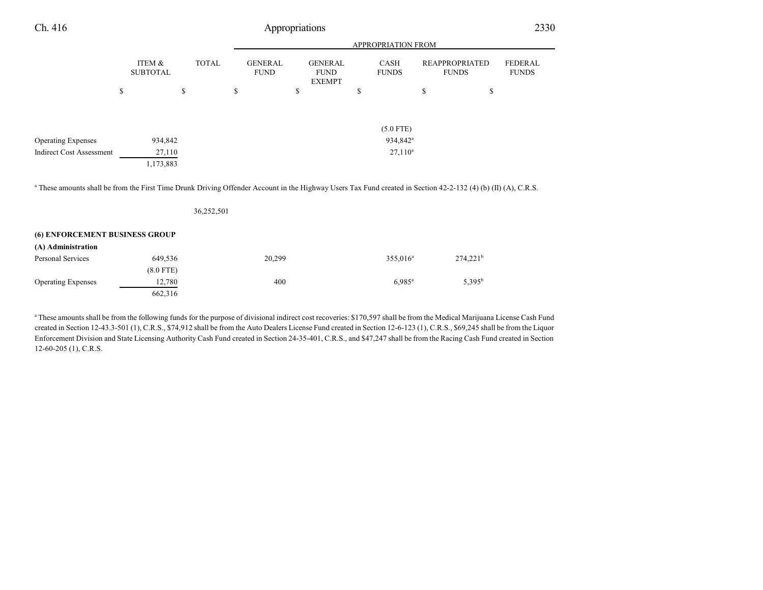| | ITEM & SUBTOTAL | TOTAL | APPROPRIATION FROM | | | | |
|---|---|---|---|---|---|---|---|
| | | | GENERAL FUND | GENERAL FUND EXEMPT | CASH FUNDS | REAPPROPRIATED FUNDS | FEDERAL FUNDS |
| | $ | $ | $ | $ | $ | $ | $ |
| | | | | | (5.0 FTE) | | |
| Operating Expenses | 934,842 | | | | 934,842[a] | | |
| Indirect Cost Assessment | 27,110 | | | | 27,110[a] | | |
| | 1,173,883 | | | | | | |

[a] These amounts shall be from the First Time Drunk Driving Offender Account in the Highway Users Tax Fund created in Section 42-2-132 (4) (b) (II) (A), C.R.S.

| | ITEM & SUBTOTAL | TOTAL | GENERAL FUND | GENERAL FUND EXEMPT | CASH FUNDS | REAPPROPRIATED FUNDS | FEDERAL FUNDS |
|---|---|---|---|---|---|---|---|
| | | 36,252,501 | | | | | |
| **(6) ENFORCEMENT BUSINESS GROUP** | | | | | | | |
| **(A) Administration** | | | | | | | |
| Personal Services | 649,536 | | 20,299 | | 355,016[a] | 274,221[b] | |
| | (8.0 FTE) | | | | | | |
| Operating Expenses | 12,780 | | 400 | | 6,985[a] | 5,395[b] | |
| | 662,316 | | | | | | |

[a] These amounts shall be from the following funds for the purpose of divisional indirect cost recoveries: $170,597 shall be from the Medical Marijuana License Cash Fund created in Section 12-43.3-501 (1), C.R.S., $74,912 shall be from the Auto Dealers License Fund created in Section 12-6-123 (1), C.R.S., $69,245 shall be from the Liquor Enforcement Division and State Licensing Authority Cash Fund created in Section 24-35-401, C.R.S., and $47,247 shall be from the Racing Cash Fund created in Section 12-60-205 (1), C.R.S.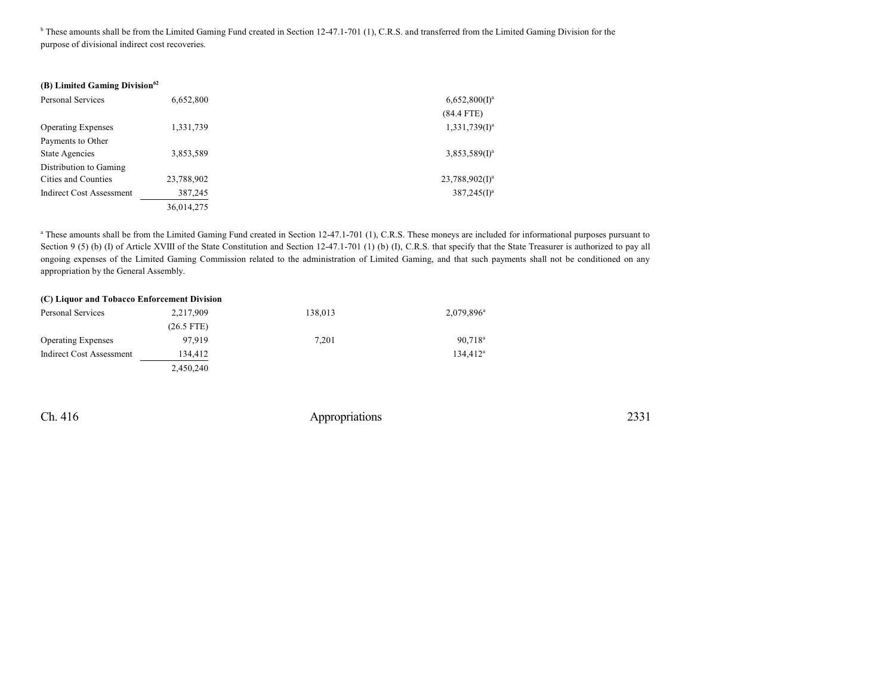[b] These amounts shall be from the Limited Gaming Fund created in Section 12-47.1-701 (1), C.R.S. and transferred from the Limited Gaming Division for the purpose of divisional indirect cost recoveries.

**(B) Limited Gaming Division[62]**

| | Total | | |
|---|---|---|---|
| Personal Services | 6,652,800 | | 6,652,800(I)[a] |
| | | | (84.4 FTE) |
| Operating Expenses | 1,331,739 | | 1,331,739(I)[a] |
| Payments to Other State Agencies | 3,853,589 | | 3,853,589(I)[a] |
| Distribution to Gaming Cities and Counties | 23,788,902 | | 23,788,902(I)[a] |
| Indirect Cost Assessment | 387,245 | | 387,245(I)[a] |
| | 36,014,275 | | |

[a] These amounts shall be from the Limited Gaming Fund created in Section 12-47.1-701 (1), C.R.S. These moneys are included for informational purposes pursuant to Section 9 (5) (b) (I) of Article XVIII of the State Constitution and Section 12-47.1-701 (1) (b) (I), C.R.S. that specify that the State Treasurer is authorized to pay all ongoing expenses of the Limited Gaming Commission related to the administration of Limited Gaming, and that such payments shall not be conditioned on any appropriation by the General Assembly.

**(C) Liquor and Tobacco Enforcement Division**

| | Total | | |
|---|---|---|---|
| Personal Services | 2,217,909 | 138,013 | 2,079,896[a] |
| | (26.5 FTE) | | |
| Operating Expenses | 97,919 | 7,201 | 90,718[a] |
| Indirect Cost Assessment | 134,412 | | 134,412[a] |
| | 2,450,240 | | |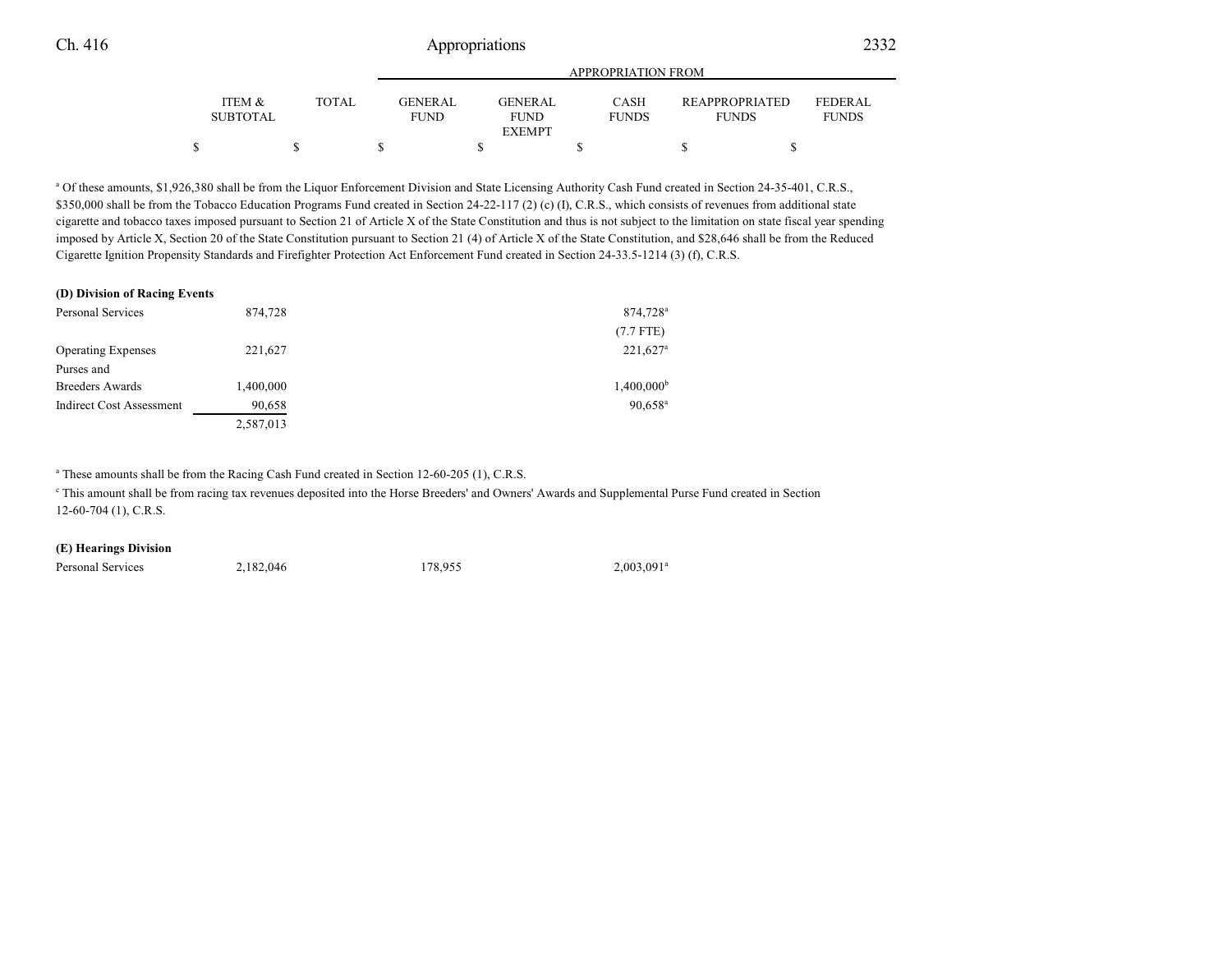| | ITEM & SUBTOTAL | TOTAL | GENERAL FUND | GENERAL FUND EXEMPT | CASH FUNDS | REAPPROPRIATED FUNDS | FEDERAL FUNDS |
|---|---|---|---|---|---|---|---|
| | $ | $ | $ | $ | $ | $ | $ |

[a] Of these amounts, $1,926,380 shall be from the Liquor Enforcement Division and State Licensing Authority Cash Fund created in Section 24-35-401, C.R.S., $350,000 shall be from the Tobacco Education Programs Fund created in Section 24-22-117 (2) (c) (I), C.R.S., which consists of revenues from additional state cigarette and tobacco taxes imposed pursuant to Section 21 of Article X of the State Constitution and thus is not subject to the limitation on state fiscal year spending imposed by Article X, Section 20 of the State Constitution pursuant to Section 21 (4) of Article X of the State Constitution, and $28,646 shall be from the Reduced Cigarette Ignition Propensity Standards and Firefighter Protection Act Enforcement Fund created in Section 24-33.5-1214 (3) (f), C.R.S.

**(D) Division of Racing Events**

| | ITEM & SUBTOTAL | TOTAL | GENERAL FUND | GENERAL FUND EXEMPT | CASH FUNDS | REAPPROPRIATED FUNDS | FEDERAL FUNDS |
|---|---|---|---|---|---|---|---|
| Personal Services | 874,728 | | | | 874,728[a] (7.7 FTE) | | |
| Operating Expenses | 221,627 | | | | 221,627[a] | | |
| Purses and Breeders Awards | 1,400,000 | | | | 1,400,000[b] | | |
| Indirect Cost Assessment | 90,658 | | | | 90,658[a] | | |
| | 2,587,013 | | | | | | |

[a] These amounts shall be from the Racing Cash Fund created in Section 12-60-205 (1), C.R.S.

[c] This amount shall be from racing tax revenues deposited into the Horse Breeders' and Owners' Awards and Supplemental Purse Fund created in Section 12-60-704 (1), C.R.S.

**(E) Hearings Division**

| | ITEM & SUBTOTAL | TOTAL | GENERAL FUND | GENERAL FUND EXEMPT | CASH FUNDS | REAPPROPRIATED FUNDS | FEDERAL FUNDS |
|---|---|---|---|---|---|---|---|
| Personal Services | 2,182,046 | | 178,955 | | 2,003,091[a] | | |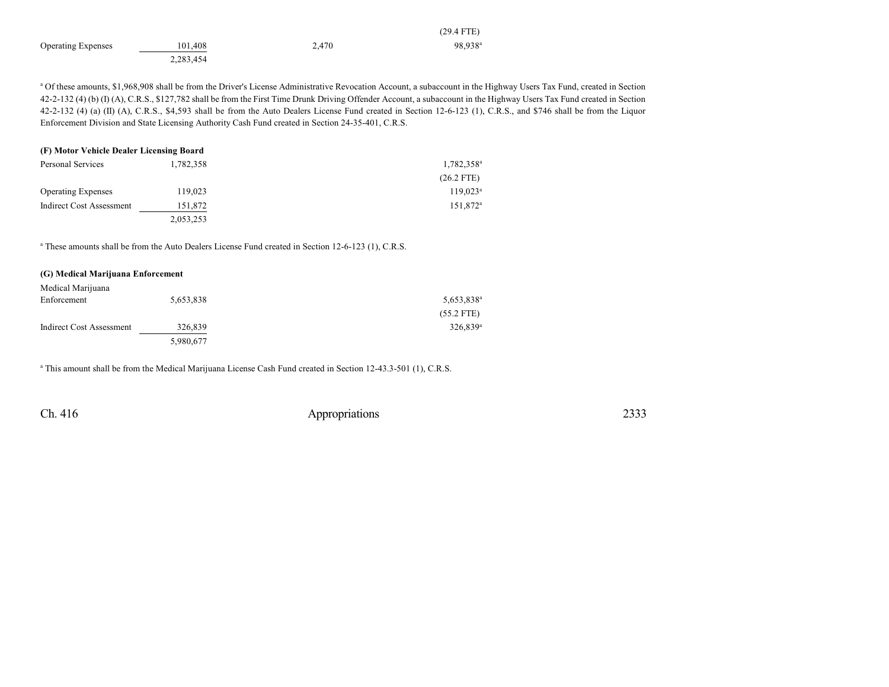| | | | | |
|---|---|---|---|---|
| | | | (29.4 FTE) | |
| Operating Expenses | 101,408 | 2,470 | 98,938[a] | |
| | 2,283,454 | | | |

[a] Of these amounts, $1,968,908 shall be from the Driver's License Administrative Revocation Account, a subaccount in the Highway Users Tax Fund, created in Section 42-2-132 (4) (b) (I) (A), C.R.S., $127,782 shall be from the First Time Drunk Driving Offender Account, a subaccount in the Highway Users Tax Fund created in Section 42-2-132 (4) (a) (II) (A), C.R.S., $4,593 shall be from the Auto Dealers License Fund created in Section 12-6-123 (1), C.R.S., and $746 shall be from the Liquor Enforcement Division and State Licensing Authority Cash Fund created in Section 24-35-401, C.R.S.

**(F) Motor Vehicle Dealer Licensing Board**

| | | | | |
|---|---|---|---|---|
| Personal Services | 1,782,358 | | 1,782,358[a] | |
| | | | (26.2 FTE) | |
| Operating Expenses | 119,023 | | 119,023[a] | |
| Indirect Cost Assessment | 151,872 | | 151,872[a] | |
| | 2,053,253 | | | |

[a] These amounts shall be from the Auto Dealers License Fund created in Section 12-6-123 (1), C.R.S.

**(G) Medical Marijuana Enforcement**

| | | | | |
|---|---|---|---|---|
| Medical Marijuana Enforcement | 5,653,838 | | 5,653,838[a] | |
| | | | (55.2 FTE) | |
| Indirect Cost Assessment | 326,839 | | 326,839[a] | |
| | 5,980,677 | | | |

[a] This amount shall be from the Medical Marijuana License Cash Fund created in Section 12-43.3-501 (1), C.R.S.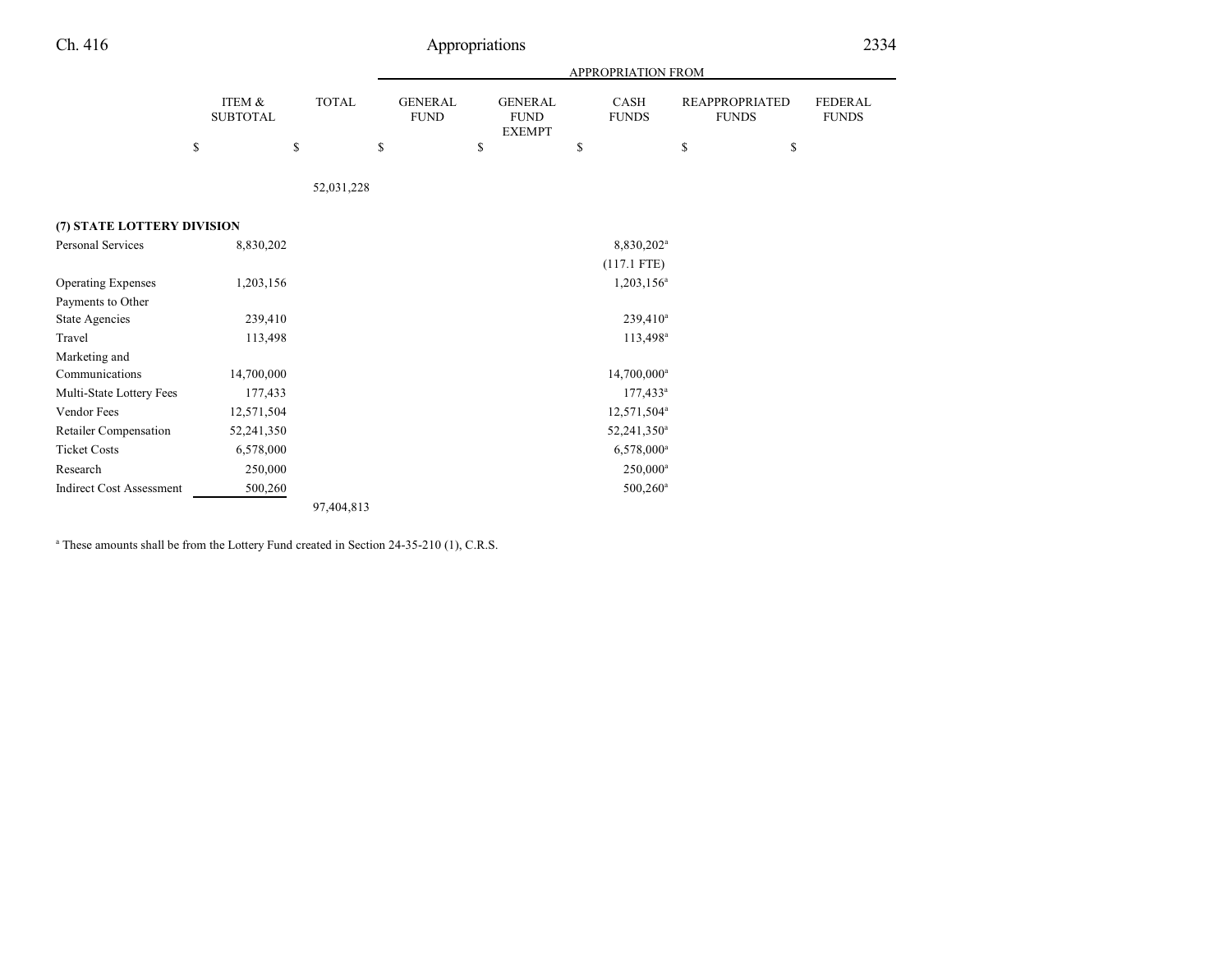| | ITEM & SUBTOTAL | TOTAL | APPROPRIATION FROM GENERAL FUND | GENERAL FUND EXEMPT | CASH FUNDS | REAPPROPRIATED FUNDS | FEDERAL FUNDS |
|---|---|---|---|---|---|---|---|
| | $ | $ | $ | $ | $ | $ | $ |
| | | 52,031,228 | | | | | |
| **(7) STATE LOTTERY DIVISION** | | | | | | | |
| Personal Services | 8,830,202 | | | | 8,830,202[a] | | |
| | | | | | (117.1 FTE) | | |
| Operating Expenses | 1,203,156 | | | | 1,203,156[a] | | |
| Payments to Other State Agencies | 239,410 | | | | 239,410[a] | | |
| Travel | 113,498 | | | | 113,498[a] | | |
| Marketing and Communications | 14,700,000 | | | | 14,700,000[a] | | |
| Multi-State Lottery Fees | 177,433 | | | | 177,433[a] | | |
| Vendor Fees | 12,571,504 | | | | 12,571,504[a] | | |
| Retailer Compensation | 52,241,350 | | | | 52,241,350[a] | | |
| Ticket Costs | 6,578,000 | | | | 6,578,000[a] | | |
| Research | 250,000 | | | | 250,000[a] | | |
| Indirect Cost Assessment | 500,260 | | | | 500,260[a] | | |
| | | 97,404,813 | | | | | |

[a] These amounts shall be from the Lottery Fund created in Section 24-35-210 (1), C.R.S.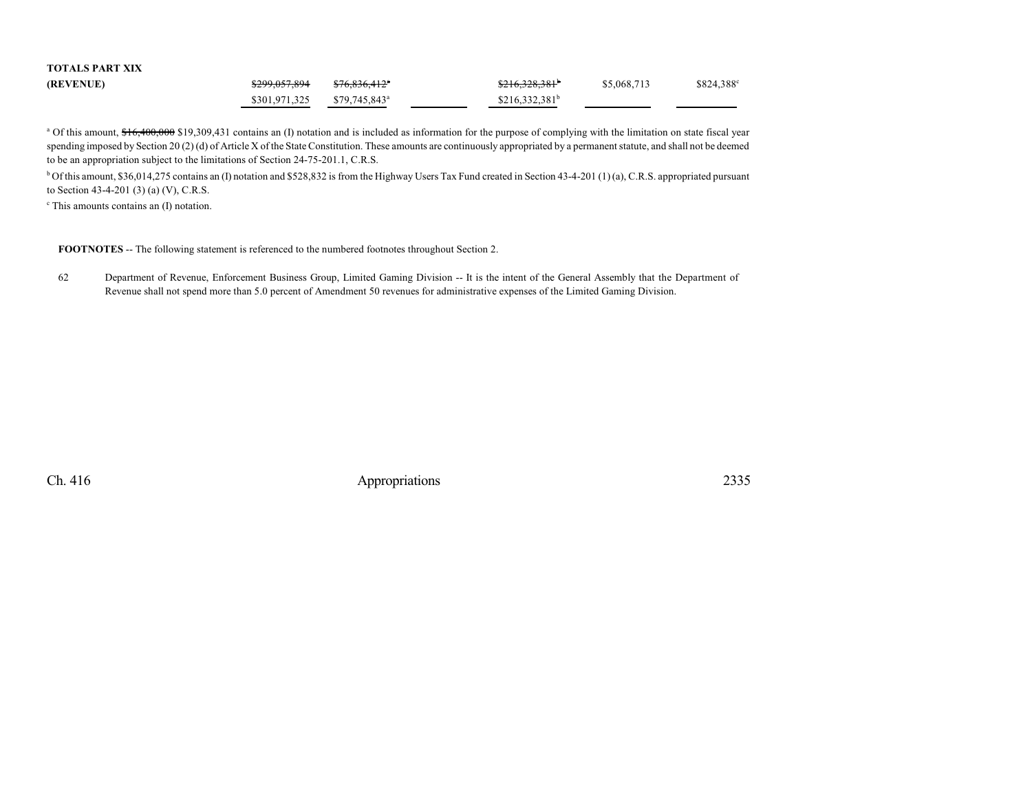| TOTALS PART XIX (REVENUE) | ~~$299,057,894~~ | ~~$76,836,412[a]~~ | | ~~$216,328,381[b]~~ | $5,068,713 | $824,388[c] |
|---|---|---|---|---|---|---|
| | $301,971,325 | $79,745,843[a] | | $216,332,381[b] | | |

[a] Of this amount, ~~$16,400,000~~ $19,309,431 contains an (I) notation and is included as information for the purpose of complying with the limitation on state fiscal year spending imposed by Section 20 (2) (d) of Article X of the State Constitution. These amounts are continuously appropriated by a permanent statute, and shall not be deemed to be an appropriation subject to the limitations of Section 24-75-201.1, C.R.S.

[b] Of this amount, $36,014,275 contains an (I) notation and $528,832 is from the Highway Users Tax Fund created in Section 43-4-201 (1) (a), C.R.S. appropriated pursuant to Section 43-4-201 (3) (a) (V), C.R.S.

[c] This amounts contains an (I) notation.

**FOOTNOTES** -- The following statement is referenced to the numbered footnotes throughout Section 2.

62 Department of Revenue, Enforcement Business Group, Limited Gaming Division -- It is the intent of the General Assembly that the Department of Revenue shall not spend more than 5.0 percent of Amendment 50 revenues for administrative expenses of the Limited Gaming Division.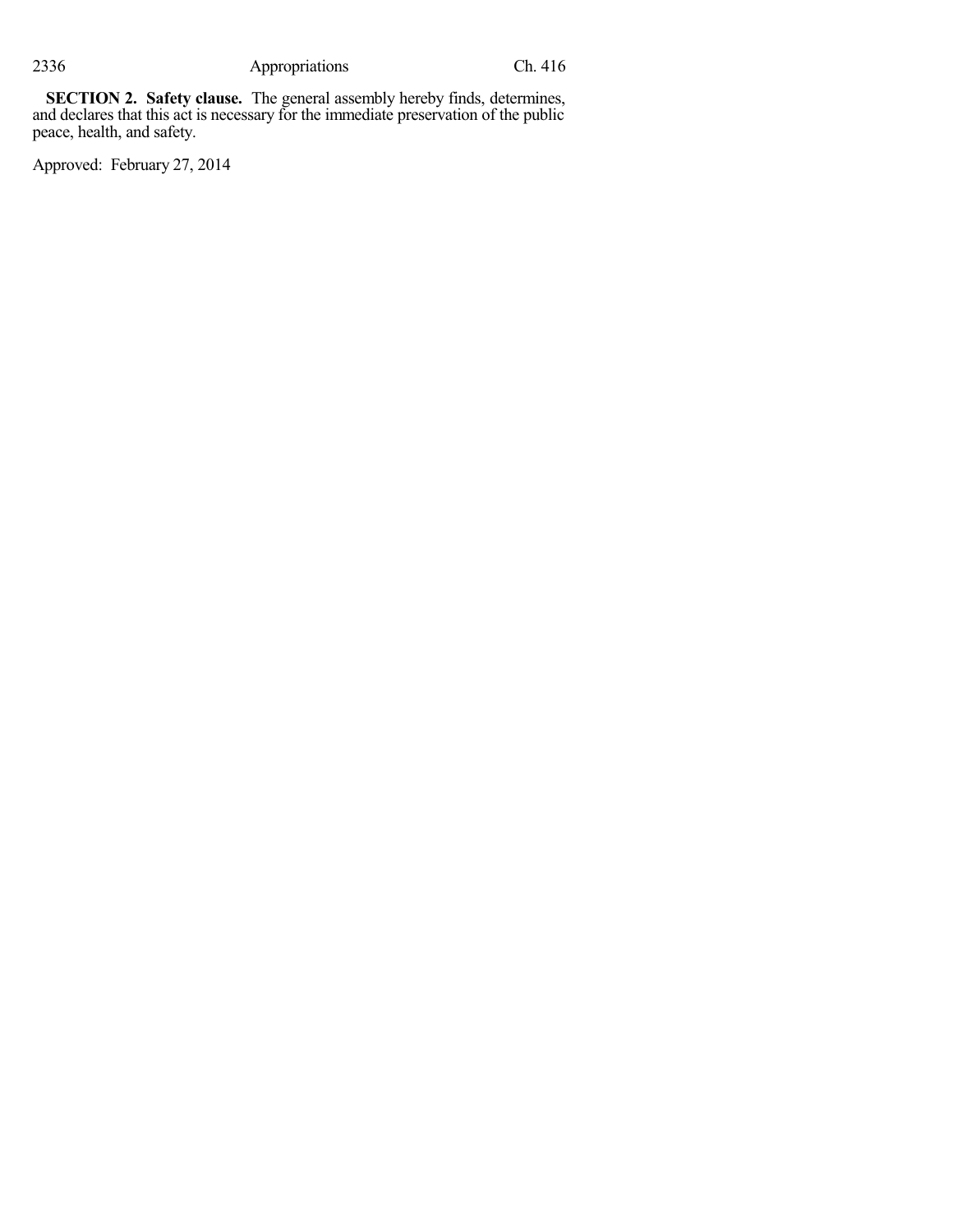**SECTION 2. Safety clause.** The general assembly hereby finds, determines, and declares that this act is necessary for the immediate preservation of the public peace, health, and safety.

Approved: February 27, 2014